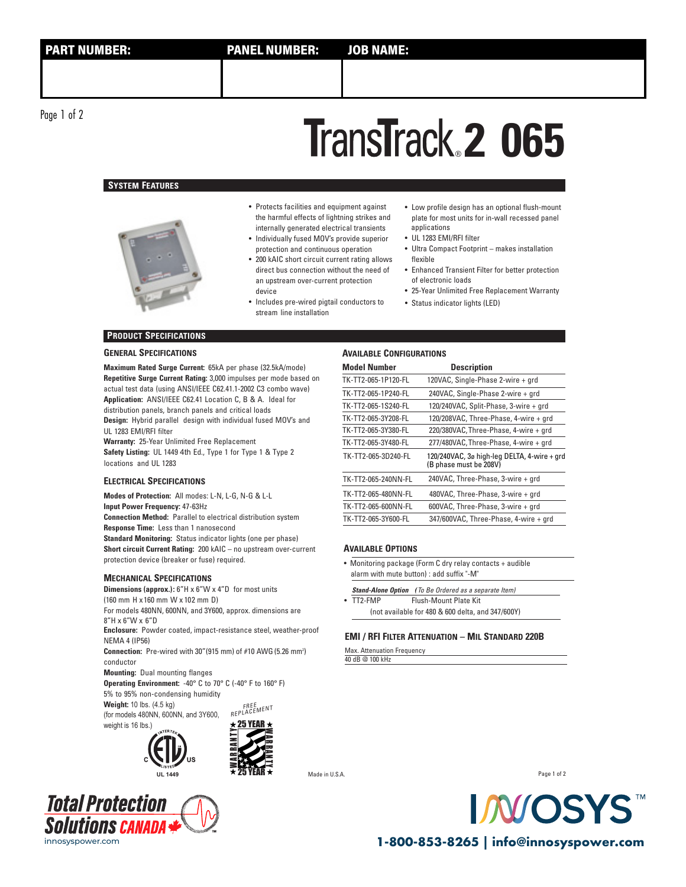| PART NUMBER: | PANEL NUMBER: | JOB NAME: |
|---|---|---|
| | | |

# TransTrack® 2 065

## System Features

- Protects facilities and equipment against the harmful effects of lightning strikes and internally generated electrical transients
- Individually fused MOV's provide superior protection and continuous operation
- 200 kAIC short circuit current rating allows direct bus connection without the need of an upstream over-current protection device
- Includes pre-wired pigtail conductors to stream line installation
- Low profile design has an optional flush-mount plate for most units for in-wall recessed panel applications
- UL 1283 EMI/RFI filter
- Ultra Compact Footprint – makes installation flexible
- Enhanced Transient Filter for better protection of electronic loads
- 25-Year Unlimited Free Replacement Warranty
- Status indicator lights (LED)

## Product Specifications

### General Specifications

**Maximum Rated Surge Current:** 65kA per phase (32.5kA/mode)
**Repetitive Surge Current Rating:** 3,000 impulses per mode based on actual test data (using ANSI/IEEE C62.41.1-2002 C3 combo wave)
**Application:** ANSI/IEEE C62.41 Location C, B & A. Ideal for distribution panels, branch panels and critical loads
**Design:** Hybrid parallel design with individual fused MOV's and UL 1283 EMI/RFI filter
**Warranty:** 25-Year Unlimited Free Replacement
**Safety Listing:** UL 1449 4th Ed., Type 1 for Type 1 & Type 2 locations and UL 1283

### Electrical Specifications

**Modes of Protection:** All modes: L-N, L-G, N-G & L-L
**Input Power Frequency:** 47-63Hz
**Connection Method:** Parallel to electrical distribution system
**Response Time:** Less than 1 nanosecond
**Standard Monitoring:** Status indicator lights (one per phase)
**Short circuit Current Rating:** 200 kAIC – no upstream over-current protection device (breaker or fuse) required.

### Mechanical Specifications

**Dimensions (approx.):** 6"H x 6"W x 4"D for most units (160 mm H x 160 mm W x 102 mm D)
For models 480NN, 600NN, and 3Y600, approx. dimensions are 8"H x 6"W x 6"D
**Enclosure:** Powder coated, impact-resistance steel, weather-proof NEMA 4 (IP56)
**Connection:** Pre-wired with 30"(915 mm) of #10 AWG (5.26 mm²) conductor
**Mounting:** Dual mounting flanges
**Operating Environment:** -40° C to 70° C (-40° F to 160° F) 5% to 95% non-condensing humidity
**Weight:** 10 lbs. (4.5 kg) (for models 480NN, 600NN, and 3Y600, weight is 16 lbs.)

UL 1449

FREE REPLACEMENT ★ 25 YEAR ★ WARRANTY

### Available Configurations

| Model Number | Description |
|---|---|
| TK-TT2-065-1P120-FL | 120VAC, Single-Phase 2-wire + grd |
| TK-TT2-065-1P240-FL | 240VAC, Single-Phase 2-wire + grd |
| TK-TT2-065-1S240-FL | 120/240VAC, Split-Phase, 3-wire + grd |
| TK-TT2-065-3Y208-FL | 120/208VAC, Three-Phase, 4-wire + grd |
| TK-TT2-065-3Y380-FL | 220/380VAC, Three-Phase, 4-wire + grd |
| TK-TT2-065-3Y480-FL | 277/480VAC, Three-Phase, 4-wire + grd |
| TK-TT2-065-3D240-FL | 120/240VAC, 3ø high-leg DELTA, 4-wire + grd (B phase must be 208V) |
| TK-TT2-065-240NN-FL | 240VAC, Three-Phase, 3-wire + grd |
| TK-TT2-065-480NN-FL | 480VAC, Three-Phase, 3-wire + grd |
| TK-TT2-065-600NN-FL | 600VAC, Three-Phase, 3-wire + grd |
| TK-TT2-065-3Y600-FL | 347/600VAC, Three-Phase, 4-wire + grd |

### Available Options

- Monitoring package (Form C dry relay contacts + audible alarm with mute button) : add suffix "-M"

***Stand-Alone Option*** *(To Be Ordered as a separate Item)*

- TT2-FMP    Flush-Mount Plate Kit
  (not available for 480 & 600 delta, and 347/600Y)

### EMI / RFI Filter Attenuation – Mil Standard 220B

| Max. Attenuation Frequency |
|---|
| 40 dB @ 100 kHz |

Made in U.S.A.

Total Protection Solutions CANADA
innosyspower.com

INNOSYS™
1-800-853-8265 | info@innosyspower.com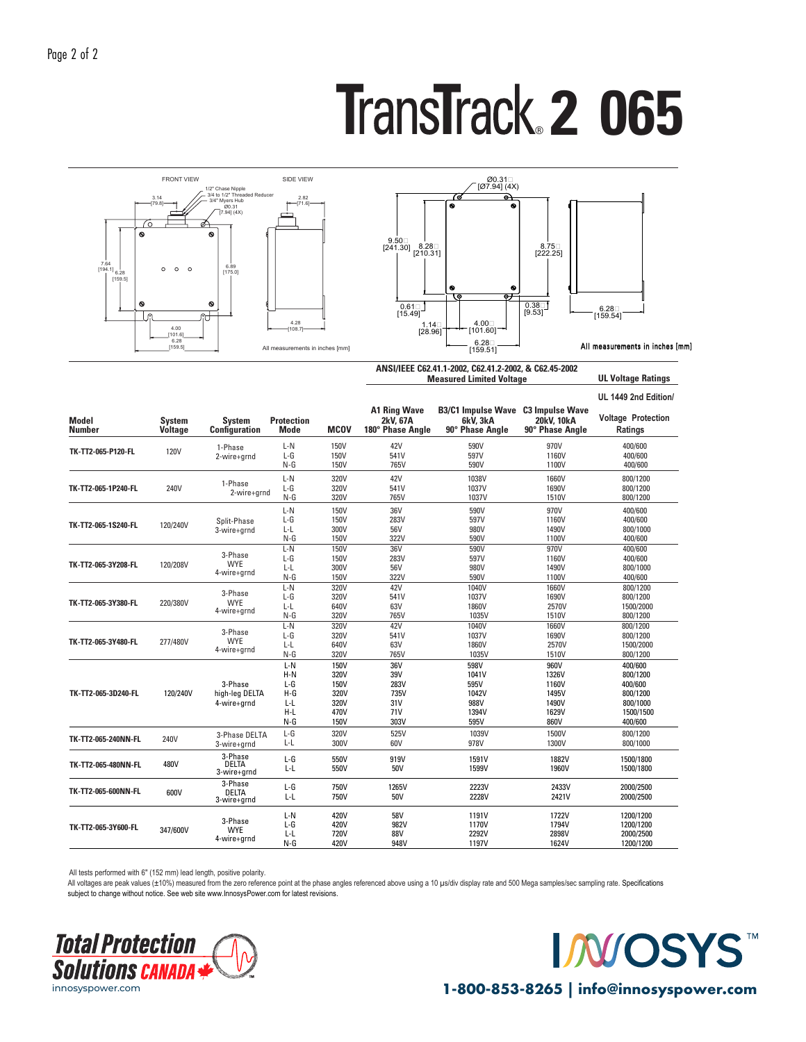# TransTrack® 2 065

FRONT VIEW

1/2" Chase Nipple
3/4 to 1/2" Threaded Reducer
3/4" Myers Hub
Ø0.31
[7.94] (4X)

3.14
[79.8]

7.64
[194.1]

6.28
[159.5]

6.89
[175.0]

4.00
[101.6]

6.28
[159.5]

SIDE VIEW

2.82
[71.6]

4.28
[108.7]

All measurements in inches [mm]

Ø0.31
[Ø7.94] (4X)

9.50
[241.30]

8.28
[210.31]

8.75
[222.25]

0.61
[15.49]

0.38
[9.53]

1.14
[28.96]

4.00
[101.60]

6.28
[159.51]

6.28
[159.54]

All measurements in inches [mm]

| Model Number | System Voltage | System Configuration | Protection Mode | MCOV | ANSI/IEEE C62.41.1-2002, C62.41.2-2002, & C62.45-2002 Measured Limited Voltage — A1 Ring Wave 2kV, 67A 180° Phase Angle | B3/C1 Impulse Wave 6kV, 3kA 90° Phase Angle | C3 Impulse Wave 20kV, 10kA 90° Phase Angle | UL Voltage Ratings — UL 1449 2nd Edition/ Voltage Protection Ratings |
|---|---|---|---|---|---|---|---|---|
| TK-TT2-065-P120-FL | 120V | 1-Phase 2-wire+grnd | L-N<br>L-G<br>N-G | 150V<br>150V<br>150V | 42V<br>541V<br>765V | 590V<br>597V<br>590V | 970V<br>1160V<br>1100V | 400/600<br>400/600<br>400/600 |
| TK-TT2-065-1P240-FL | 240V | 1-Phase 2-wire+grnd | L-N<br>L-G<br>N-G | 320V<br>320V<br>320V | 42V<br>541V<br>765V | 1038V<br>1037V<br>1037V | 1660V<br>1690V<br>1510V | 800/1200<br>800/1200<br>800/1200 |
| TK-TT2-065-1S240-FL | 120/240V | Split-Phase 3-wire+grnd | L-N<br>L-G<br>L-L<br>N-G | 150V<br>150V<br>300V<br>150V | 36V<br>283V<br>56V<br>322V | 590V<br>597V<br>980V<br>590V | 970V<br>1160V<br>1490V<br>1100V | 400/600<br>400/600<br>800/1000<br>400/600 |
| TK-TT2-065-3Y208-FL | 120/208V | 3-Phase WYE 4-wire+grnd | L-N<br>L-G<br>L-L<br>N-G | 150V<br>150V<br>300V<br>150V | 36V<br>283V<br>56V<br>322V | 590V<br>597V<br>980V<br>590V | 970V<br>1160V<br>1490V<br>1100V | 400/600<br>400/600<br>800/1000<br>400/600 |
| TK-TT2-065-3Y380-FL | 220/380V | 3-Phase WYE 4-wire+grnd | L-N<br>L-G<br>L-L<br>N-G | 320V<br>320V<br>640V<br>320V | 42V<br>541V<br>63V<br>765V | 1040V<br>1037V<br>1860V<br>1035V | 1660V<br>1690V<br>2570V<br>1510V | 800/1200<br>800/1200<br>1500/2000<br>800/1200 |
| TK-TT2-065-3Y480-FL | 277/480V | 3-Phase WYE 4-wire+grnd | L-N<br>L-G<br>L-L<br>N-G | 320V<br>320V<br>640V<br>320V | 42V<br>541V<br>63V<br>765V | 1040V<br>1037V<br>1860V<br>1035V | 1660V<br>1690V<br>2570V<br>1510V | 800/1200<br>800/1200<br>1500/2000<br>800/1200 |
| TK-TT2-065-3D240-FL | 120/240V | 3-Phase high-leg DELTA 4-wire+grnd | L-N<br>H-N<br>L-G<br>H-G<br>L-L<br>H-L<br>N-G | 150V<br>320V<br>150V<br>320V<br>320V<br>470V<br>150V | 36V<br>39V<br>283V<br>735V<br>31V<br>71V<br>303V | 598V<br>1041V<br>595V<br>1042V<br>988V<br>1394V<br>595V | 960V<br>1326V<br>1160V<br>1495V<br>1490V<br>1629V<br>860V | 400/600<br>800/1200<br>400/600<br>800/1200<br>800/1000<br>1500/1500<br>400/600 |
| TK-TT2-065-240NN-FL | 240V | 3-Phase DELTA 3-wire+grnd | L-G<br>L-L | 320V<br>300V | 525V<br>60V | 1039V<br>978V | 1500V<br>1300V | 800/1200<br>800/1000 |
| TK-TT2-065-480NN-FL | 480V | 3-Phase DELTA 3-wire+grnd | L-G<br>L-L | 550V<br>550V | 919V<br>50V | 1591V<br>1599V | 1882V<br>1960V | 1500/1800<br>1500/1800 |
| TK-TT2-065-600NN-FL | 600V | 3-Phase DELTA 3-wire+grnd | L-G<br>L-L | 750V<br>750V | 1265V<br>50V | 2223V<br>2228V | 2433V<br>2421V | 2000/2500<br>2000/2500 |
| TK-TT2-065-3Y600-FL | 347/600V | 3-Phase WYE 4-wire+grnd | L-N<br>L-G<br>L-L<br>N-G | 420V<br>420V<br>720V<br>420V | 58V<br>982V<br>88V<br>948V | 1191V<br>1170V<br>2292V<br>1197V | 1722V<br>1794V<br>2898V<br>1624V | 1200/1200<br>1200/1200<br>2000/2500<br>1200/1200 |

All tests performed with 6" (152 mm) lead length, positive polarity.

All voltages are peak values (±10%) measured from the zero reference point at the phase angles referenced above using a 10 µs/div display rate and 500 Mega samples/sec sampling rate. Specifications subject to change without notice. See web site www.InnosysPower.com for latest revisions.

Total Protection Solutions CANADA

innosyspower.com

INNOSYS™

1-800-853-8265 | info@innosyspower.com